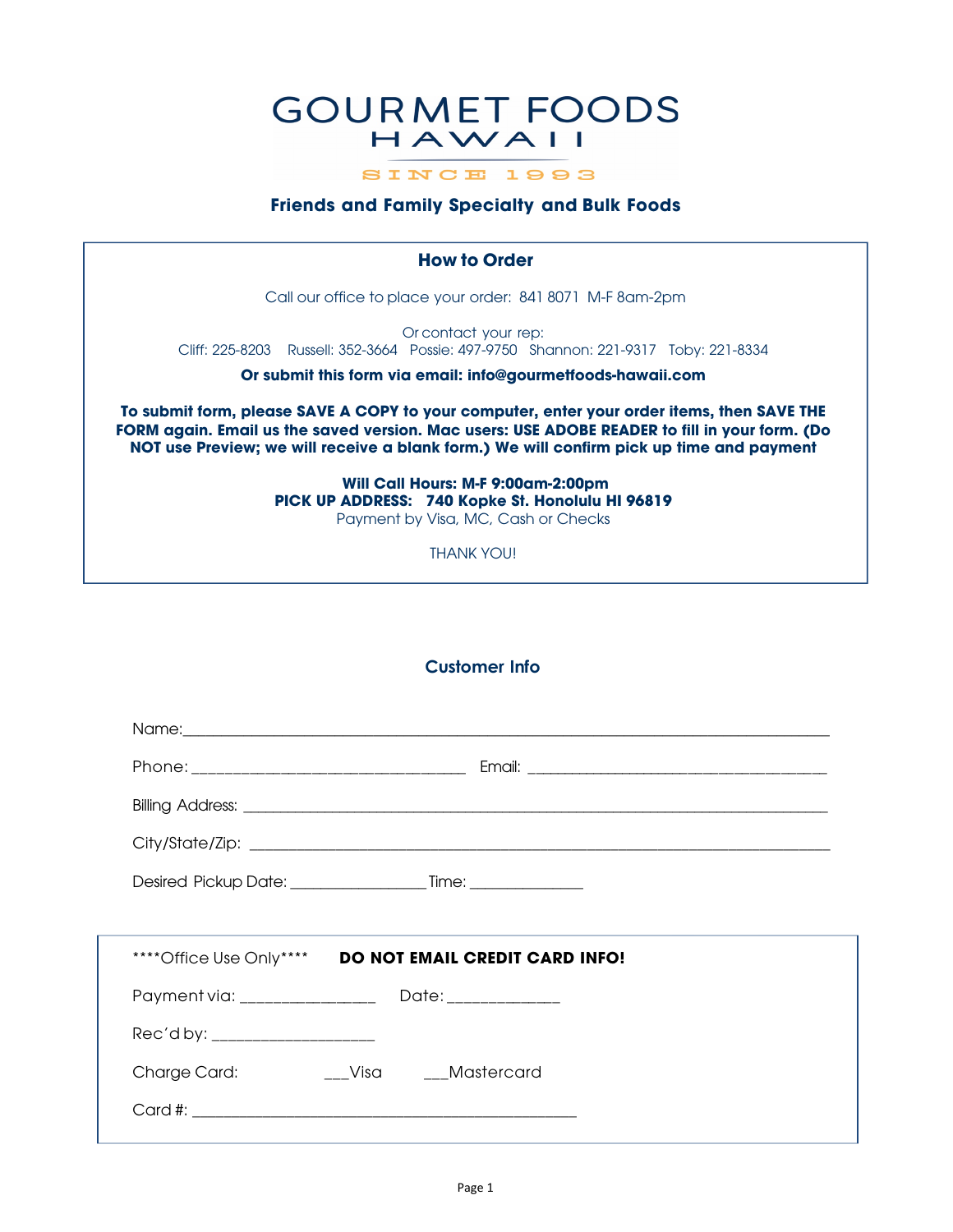# GOURMET FOODS HAWAII

SINCE 1993

## Friends and Family Specialty and Bulk Foods

### How to Order

Call our office to place your order: 841 8071 M-F 8am-2pm

Or contact your rep:
Cliff: 225-8203 Russell: 352-3664 Possie: 497-9750 Shannon: 221-9317 Toby: 221-8334

**Or submit this form via email: info@gourmetfoods-hawaii.com**

**To submit form, please SAVE A COPY to your computer, enter your order items, then SAVE THE FORM again. Email us the saved version. Mac users: USE ADOBE READER to fill in your form. (Do NOT use Preview; we will receive a blank form.) We will confirm pick up time and payment**

**Will Call Hours: M-F 9:00am-2:00pm**
**PICK UP ADDRESS: 740 Kopke St. Honolulu HI 96819**
Payment by Visa, MC, Cash or Checks

THANK YOU!

### Customer Info

Name:_______________________________________________________________

Phone: ______________________________ Email: ________________________________

Billing Address: ________________________________________________________

City/State/Zip: _________________________________________________________

Desired Pickup Date: _______________ Time: _____________

****Office Use Only**** **DO NOT EMAIL CREDIT CARD INFO!**

Payment via: _______________ Date: _____________

Rec'd by: __________________

Charge Card: ___Visa ___Mastercard

Card #: ___________________________________________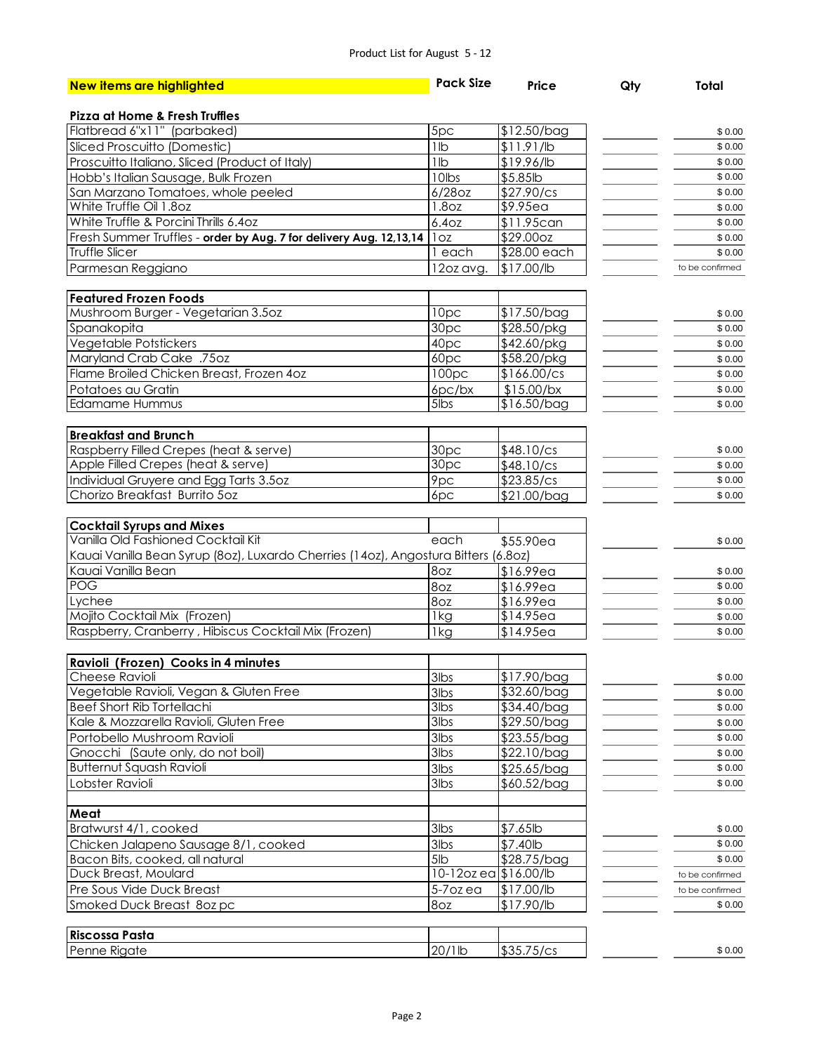Product List for August 5 - 12

| **New items are highlighted** | **Pack Size** | **Price** | **Qty** | **Total** |
|---|---|---|---|---|
| **Pizza at Home & Fresh Truffles** | | | | |
| Flatbread 6"x11" (parbaked) | 5pc | $12.50/bag | | $ 0.00 |
| Sliced Proscuitto (Domestic) | 1lb | $11.91/lb | | $ 0.00 |
| Proscuitto Italiano, Sliced (Product of Italy) | 1lb | $19.96/lb | | $ 0.00 |
| Hobb's Italian Sausage, Bulk Frozen | 10lbs | $5.85lb | | $ 0.00 |
| San Marzano Tomatoes, whole peeled | 6/28oz | $27.90/cs | | $ 0.00 |
| White Truffle Oil 1.8oz | 1.8oz | $9.95ea | | $ 0.00 |
| White Truffle & Porcini Thrills 6.4oz | 6.4oz | $11.95can | | $ 0.00 |
| Fresh Summer Truffles - **order by Aug. 7 for delivery Aug. 12,13,14** | 1oz | $29.00oz | | $ 0.00 |
| Truffle Slicer | 1 each | $28.00 each | | $ 0.00 |
| Parmesan Reggiano | 12oz avg. | $17.00/lb | | to be confirmed |
| **Featured Frozen Foods** | | | | |
| Mushroom Burger - Vegetarian 3.5oz | 10pc | $17.50/bag | | $ 0.00 |
| Spanakopita | 30pc | $28.50/pkg | | $ 0.00 |
| Vegetable Potstickers | 40pc | $42.60/pkg | | $ 0.00 |
| Maryland Crab Cake .75oz | 60pc | $58.20/pkg | | $ 0.00 |
| Flame Broiled Chicken Breast, Frozen 4oz | 100pc | $166.00/cs | | $ 0.00 |
| Potatoes au Gratin | 6pc/bx | $15.00/bx | | $ 0.00 |
| Edamame Hummus | 5lbs | $16.50/bag | | $ 0.00 |
| **Breakfast and Brunch** | | | | |
| Raspberry Filled Crepes (heat & serve) | 30pc | $48.10/cs | | $ 0.00 |
| Apple Filled Crepes (heat & serve) | 30pc | $48.10/cs | | $ 0.00 |
| Individual Gruyere and Egg Tarts 3.5oz | 9pc | $23.85/cs | | $ 0.00 |
| Chorizo Breakfast Burrito 5oz | 6pc | $21.00/bag | | $ 0.00 |
| **Cocktail Syrups and Mixes** | | | | |
| Vanilla Old Fashioned Cocktail Kit | each | $55.90ea | | $ 0.00 |
| Kauai Vanilla Bean Syrup (8oz), Luxardo Cherries (14oz), Angostura Bitters (6.8oz) | | | | |
| Kauai Vanilla Bean | 8oz | $16.99ea | | $ 0.00 |
| POG | 8oz | $16.99ea | | $ 0.00 |
| Lychee | 8oz | $16.99ea | | $ 0.00 |
| Mojito Cocktail Mix (Frozen) | 1kg | $14.95ea | | $ 0.00 |
| Raspberry, Cranberry , Hibiscus Cocktail Mix (Frozen) | 1kg | $14.95ea | | $ 0.00 |
| **Ravioli (Frozen) Cooks in 4 minutes** | | | | |
| Cheese Ravioli | 3lbs | $17.90/bag | | $ 0.00 |
| Vegetable Ravioli, Vegan & Gluten Free | 3lbs | $32.60/bag | | $ 0.00 |
| Beef Short Rib Tortellachi | 3lbs | $34.40/bag | | $ 0.00 |
| Kale & Mozzarella Ravioli, Gluten Free | 3lbs | $29.50/bag | | $ 0.00 |
| Portobello Mushroom Ravioli | 3lbs | $23.55/bag | | $ 0.00 |
| Gnocchi (Saute only, do not boil) | 3lbs | $22.10/bag | | $ 0.00 |
| Butternut Squash Ravioli | 3lbs | $25.65/bag | | $ 0.00 |
| Lobster Ravioli | 3lbs | $60.52/bag | | $ 0.00 |
| **Meat** | | | | |
| Bratwurst 4/1, cooked | 3lbs | $7.65lb | | $ 0.00 |
| Chicken Jalapeno Sausage 8/1, cooked | 3lbs | $7.40lb | | $ 0.00 |
| Bacon Bits, cooked, all natural | 5lb | $28.75/bag | | $ 0.00 |
| Duck Breast, Moulard | 10-12oz ea | $16.00/lb | | to be confirmed |
| Pre Sous Vide Duck Breast | 5-7oz ea | $17.00/lb | | to be confirmed |
| Smoked Duck Breast 8oz pc | 8oz | $17.90/lb | | $ 0.00 |
| **Riscossa Pasta** | | | | |
| Penne Rigate | 20/1lb | $35.75/cs | | $ 0.00 |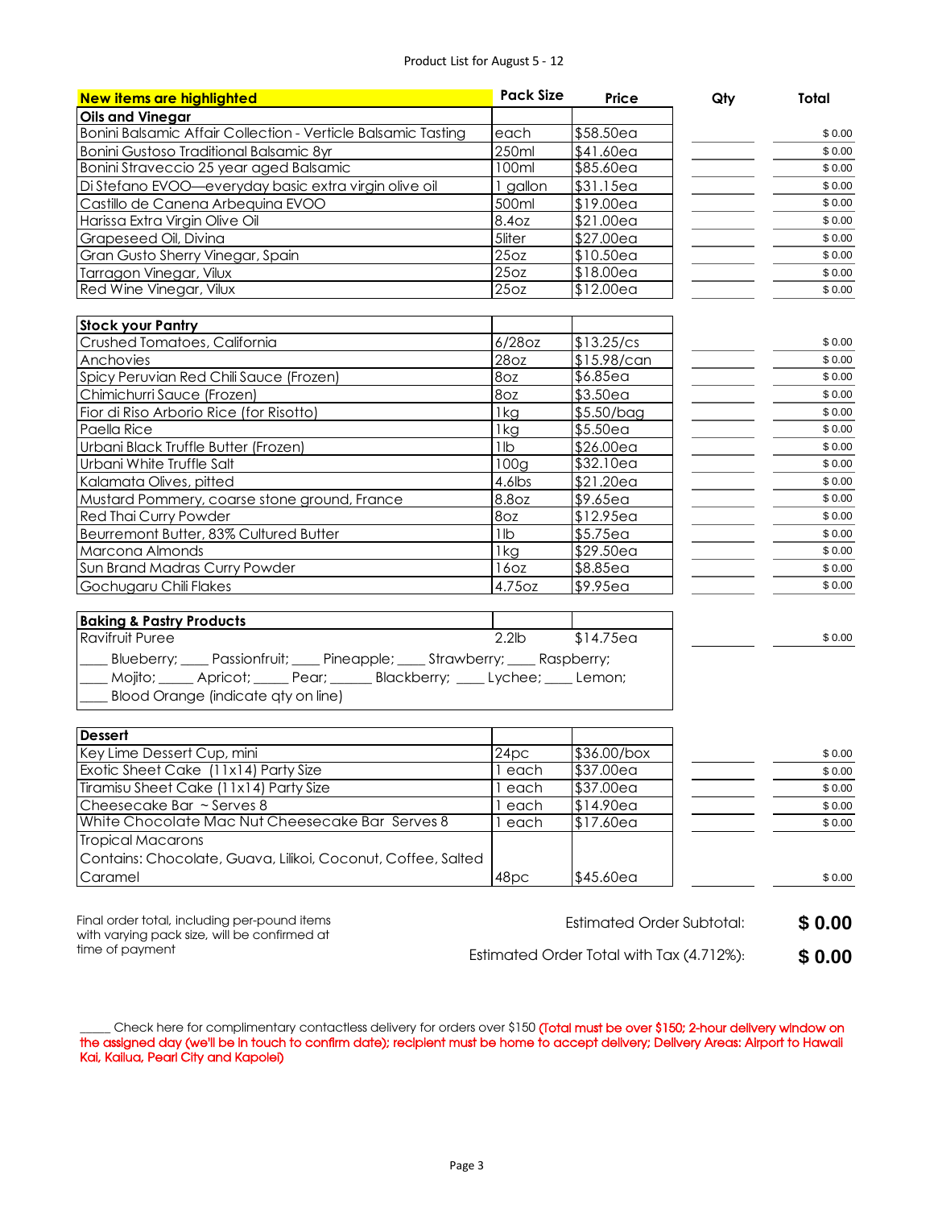Product List for August 5 - 12

| New items are highlighted | Pack Size | Price | Qty | Total |
|---|---|---|---|---|
| **Oils and Vinegar** | | | | |
| Bonini Balsamic Affair Collection - Verticle Balsamic Tasting | each | $58.50ea | | $ 0.00 |
| Bonini Gustoso Traditional Balsamic 8yr | 250ml | $41.60ea | | $ 0.00 |
| Bonini Straveccio 25 year aged Balsamic | 100ml | $85.60ea | | $ 0.00 |
| Di Stefano EVOO—everyday basic extra virgin olive oil | 1 gallon | $31.15ea | | $ 0.00 |
| Castillo de Canena Arbequina EVOO | 500ml | $19.00ea | | $ 0.00 |
| Harissa Extra Virgin Olive Oil | 8.4oz | $21.00ea | | $ 0.00 |
| Grapeseed Oil, Divina | 5liter | $27.00ea | | $ 0.00 |
| Gran Gusto Sherry Vinegar, Spain | 25oz | $10.50ea | | $ 0.00 |
| Tarragon Vinegar, Vilux | 25oz | $18.00ea | | $ 0.00 |
| Red Wine Vinegar, Vilux | 25oz | $12.00ea | | $ 0.00 |
| **Stock your Pantry** | | | | |
| Crushed Tomatoes, California | 6/28oz | $13.25/cs | | $ 0.00 |
| Anchovies | 28oz | $15.98/can | | $ 0.00 |
| Spicy Peruvian Red Chili Sauce (Frozen) | 8oz | $6.85ea | | $ 0.00 |
| Chimichurri Sauce (Frozen) | 8oz | $3.50ea | | $ 0.00 |
| Fior di Riso Arborio Rice (for Risotto) | 1kg | $5.50/bag | | $ 0.00 |
| Paella Rice | 1kg | $5.50ea | | $ 0.00 |
| Urbani Black Truffle Butter (Frozen) | 1lb | $26.00ea | | $ 0.00 |
| Urbani White Truffle Salt | 100g | $32.10ea | | $ 0.00 |
| Kalamata Olives, pitted | 4.6lbs | $21.20ea | | $ 0.00 |
| Mustard Pommery, coarse stone ground, France | 8.8oz | $9.65ea | | $ 0.00 |
| Red Thai Curry Powder | 8oz | $12.95ea | | $ 0.00 |
| Beurremont Butter, 83% Cultured Butter | 1lb | $5.75ea | | $ 0.00 |
| Marcona Almonds | 1kg | $29.50ea | | $ 0.00 |
| Sun Brand Madras Curry Powder | 16oz | $8.85ea | | $ 0.00 |
| Gochugaru Chili Flakes | 4.75oz | $9.95ea | | $ 0.00 |
| **Baking & Pastry Products** | | | | |
| Ravifruit Puree | 2.2lb | $14.75ea | | $ 0.00 |
| ____ Blueberry; ____ Passionfruit; ____ Pineapple; ____ Strawberry; ____ Raspberry; ____ Mojito; _____ Apricot; _____ Pear; ______ Blackberry; ____ Lychee; ____ Lemon; ____ Blood Orange (indicate qty on line) | | | | |
| **Dessert** | | | | |
| Key Lime Dessert Cup, mini | 24pc | $36.00/box | | $ 0.00 |
| Exotic Sheet Cake (11x14) Party Size | 1 each | $37.00ea | | $ 0.00 |
| Tiramisu Sheet Cake (11x14) Party Size | 1 each | $37.00ea | | $ 0.00 |
| Cheesecake Bar ~ Serves 8 | 1 each | $14.90ea | | $ 0.00 |
| White Chocolate Mac Nut Cheesecake Bar Serves 8 | 1 each | $17.60ea | | $ 0.00 |
| Tropical Macarons Contains: Chocolate, Guava, Lilikoi, Coconut, Coffee, Salted Caramel | 48pc | $45.60ea | | $ 0.00 |

Final order total, including per-pound items with varying pack size, will be confirmed at time of payment

Estimated Order Subtotal: **$ 0.00**

Estimated Order Total with Tax (4.712%): **$ 0.00**

_____ Check here for complimentary contactless delivery for orders over $150 (Total must be over $150; 2-hour delivery window on the assigned day (we'll be in touch to confirm date); recipient must be home to accept delivery; Delivery Areas: Airport to Hawaii Kai, Kailua, Pearl City and Kapolei)